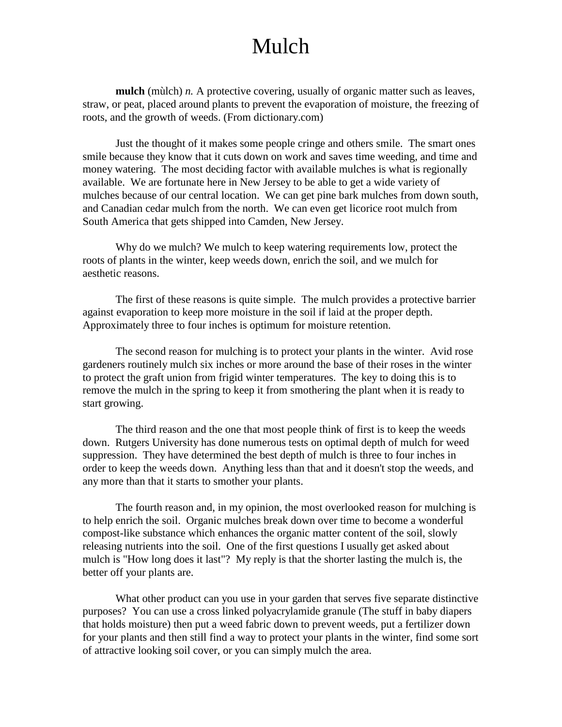# Mulch

**mulch** (mùlch) *n.* A protective covering, usually of organic matter such as leaves, straw, or peat, placed around plants to prevent the evaporation of moisture, the freezing of roots, and the growth of weeds. (From dictionary.com)

Just the thought of it makes some people cringe and others smile. The smart ones smile because they know that it cuts down on work and saves time weeding, and time and money watering. The most deciding factor with available mulches is what is regionally available. We are fortunate here in New Jersey to be able to get a wide variety of mulches because of our central location. We can get pine bark mulches from down south, and Canadian cedar mulch from the north. We can even get licorice root mulch from South America that gets shipped into Camden, New Jersey.

Why do we mulch? We mulch to keep watering requirements low, protect the roots of plants in the winter, keep weeds down, enrich the soil, and we mulch for aesthetic reasons.

The first of these reasons is quite simple. The mulch provides a protective barrier against evaporation to keep more moisture in the soil if laid at the proper depth. Approximately three to four inches is optimum for moisture retention.

The second reason for mulching is to protect your plants in the winter. Avid rose gardeners routinely mulch six inches or more around the base of their roses in the winter to protect the graft union from frigid winter temperatures. The key to doing this is to remove the mulch in the spring to keep it from smothering the plant when it is ready to start growing.

The third reason and the one that most people think of first is to keep the weeds down. Rutgers University has done numerous tests on optimal depth of mulch for weed suppression. They have determined the best depth of mulch is three to four inches in order to keep the weeds down. Anything less than that and it doesn't stop the weeds, and any more than that it starts to smother your plants.

The fourth reason and, in my opinion, the most overlooked reason for mulching is to help enrich the soil. Organic mulches break down over time to become a wonderful compost-like substance which enhances the organic matter content of the soil, slowly releasing nutrients into the soil. One of the first questions I usually get asked about mulch is "How long does it last"? My reply is that the shorter lasting the mulch is, the better off your plants are.

What other product can you use in your garden that serves five separate distinctive purposes? You can use a cross linked polyacrylamide granule (The stuff in baby diapers that holds moisture) then put a weed fabric down to prevent weeds, put a fertilizer down for your plants and then still find a way to protect your plants in the winter, find some sort of attractive looking soil cover, or you can simply mulch the area.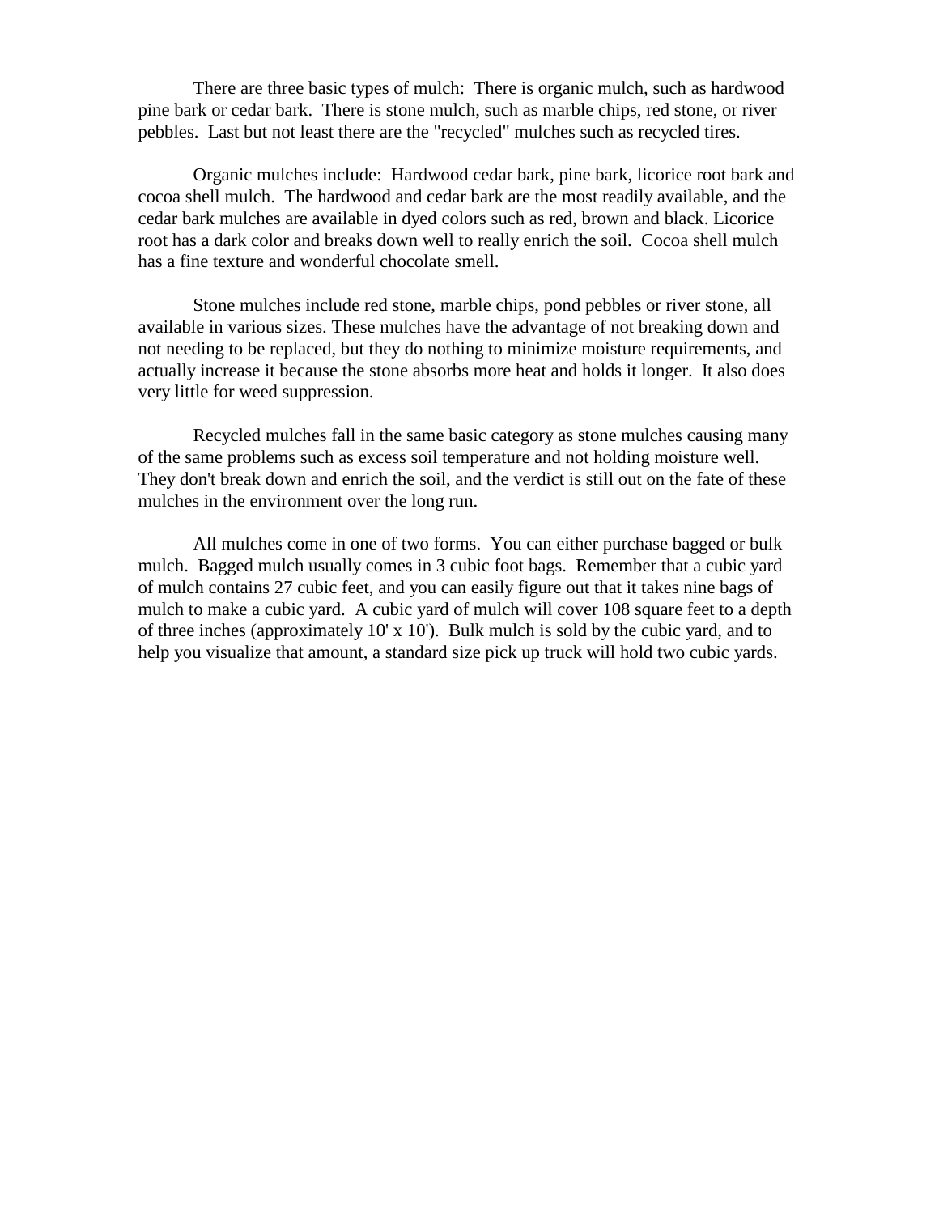There are three basic types of mulch: There is organic mulch, such as hardwood pine bark or cedar bark. There is stone mulch, such as marble chips, red stone, or river pebbles. Last but not least there are the "recycled" mulches such as recycled tires.

Organic mulches include: Hardwood cedar bark, pine bark, licorice root bark and cocoa shell mulch. The hardwood and cedar bark are the most readily available, and the cedar bark mulches are available in dyed colors such as red, brown and black. Licorice root has a dark color and breaks down well to really enrich the soil. Cocoa shell mulch has a fine texture and wonderful chocolate smell.

Stone mulches include red stone, marble chips, pond pebbles or river stone, all available in various sizes. These mulches have the advantage of not breaking down and not needing to be replaced, but they do nothing to minimize moisture requirements, and actually increase it because the stone absorbs more heat and holds it longer. It also does very little for weed suppression.

Recycled mulches fall in the same basic category as stone mulches causing many of the same problems such as excess soil temperature and not holding moisture well. They don't break down and enrich the soil, and the verdict is still out on the fate of these mulches in the environment over the long run.

All mulches come in one of two forms. You can either purchase bagged or bulk mulch. Bagged mulch usually comes in 3 cubic foot bags. Remember that a cubic yard of mulch contains 27 cubic feet, and you can easily figure out that it takes nine bags of mulch to make a cubic yard. A cubic yard of mulch will cover 108 square feet to a depth of three inches (approximately 10' x 10'). Bulk mulch is sold by the cubic yard, and to help you visualize that amount, a standard size pick up truck will hold two cubic yards.